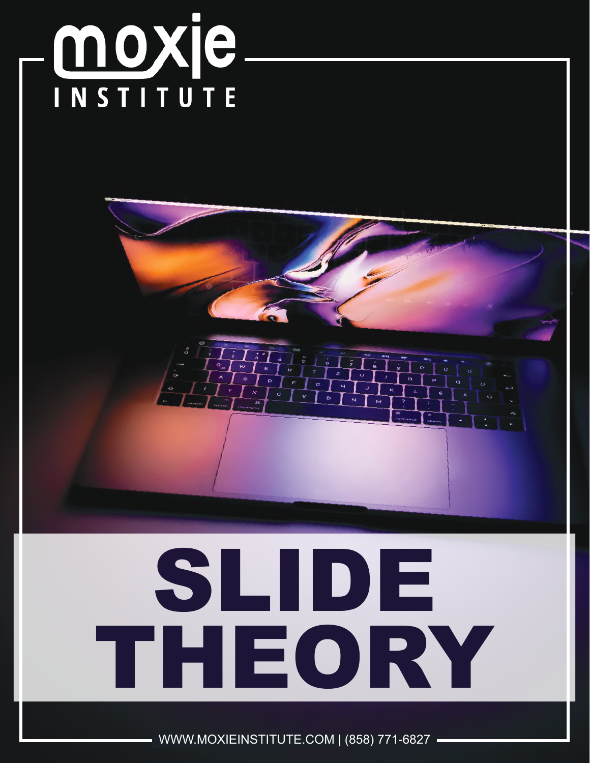moxie INSTITUTE

# SLIDE THEORY

WWW.MOXIEINSTITUTE.COM | (858) 771-6827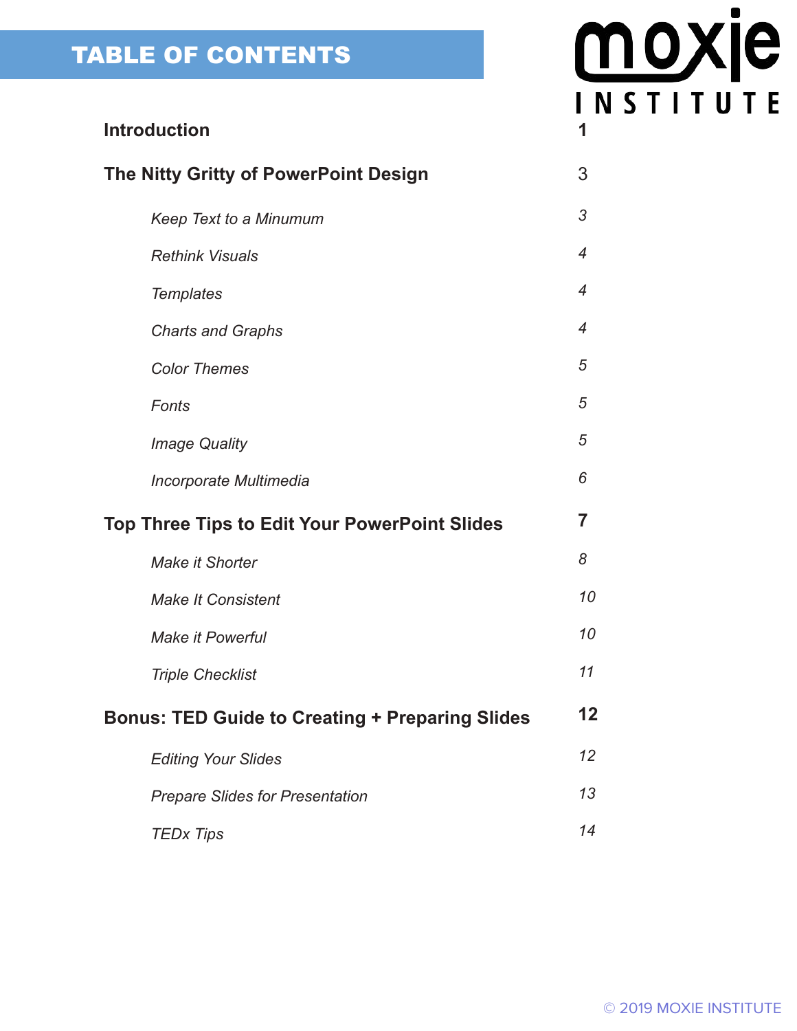# TABLE OF CONTENTS

moxie INSTITUTE

| | |
|---|---|
| **Introduction** | **1** |
| **The Nitty Gritty of PowerPoint Design** | 3 |
| *Keep Text to a Minumum* | *3* |
| *Rethink Visuals* | *4* |
| *Templates* | *4* |
| *Charts and Graphs* | *4* |
| *Color Themes* | *5* |
| *Fonts* | *5* |
| *Image Quality* | *5* |
| *Incorporate Multimedia* | *6* |
| **Top Three Tips to Edit Your PowerPoint Slides** | **7** |
| *Make it Shorter* | *8* |
| *Make It Consistent* | *10* |
| *Make it Powerful* | *10* |
| *Triple Checklist* | *11* |
| **Bonus: TED Guide to Creating + Preparing Slides** | **12** |
| *Editing Your Slides* | *12* |
| *Prepare Slides for Presentation* | *13* |
| *TEDx Tips* | *14* |

© 2019 MOXIE INSTITUTE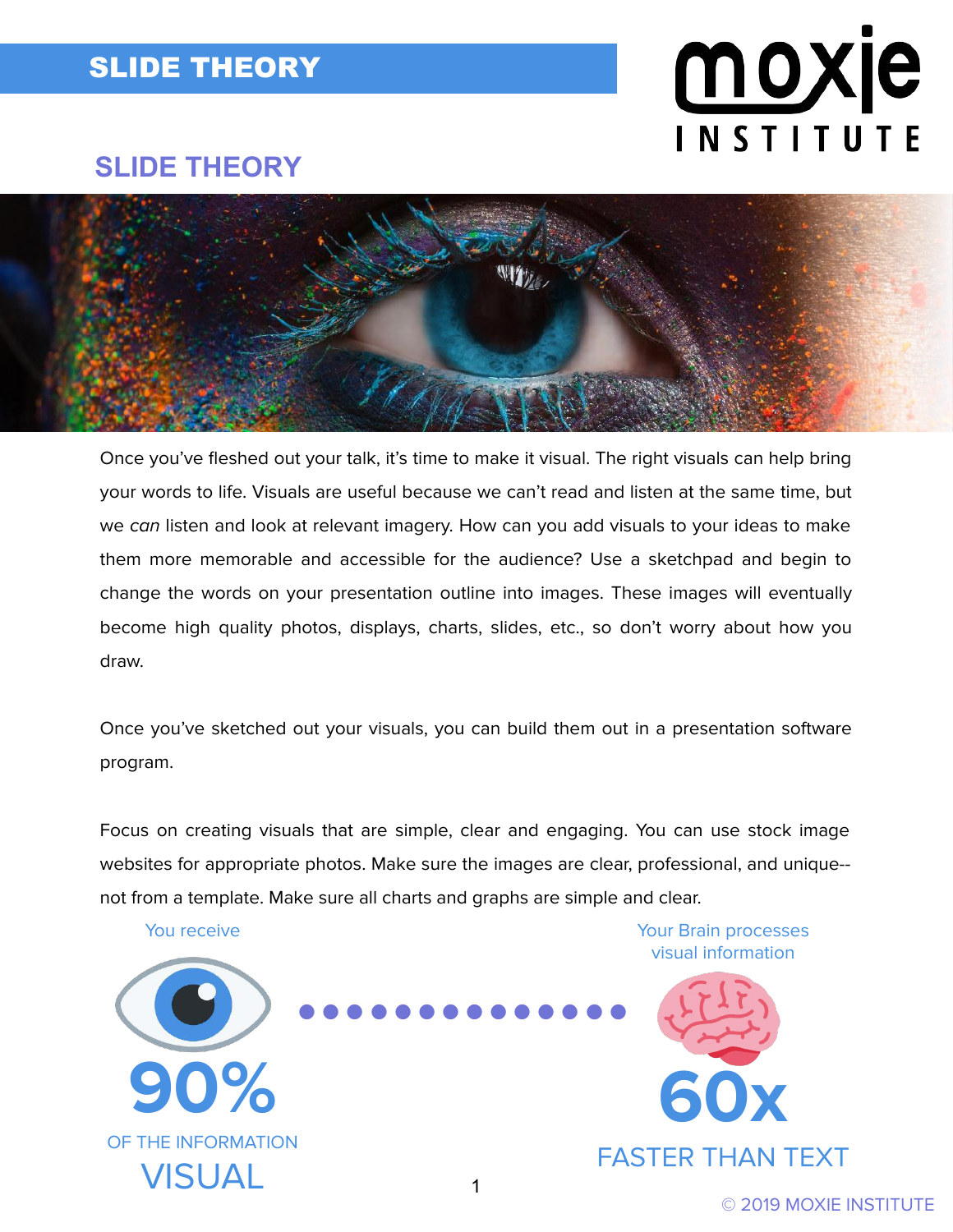# SLIDE THEORY

## SLIDE THEORY

Once you've fleshed out your talk, it's time to make it visual. The right visuals can help bring your words to life. Visuals are useful because we can't read and listen at the same time, but we *can* listen and look at relevant imagery. How can you add visuals to your ideas to make them more memorable and accessible for the audience? Use a sketchpad and begin to change the words on your presentation outline into images. These images will eventually become high quality photos, displays, charts, slides, etc., so don't worry about how you draw.

Once you've sketched out your visuals, you can build them out in a presentation software program.

Focus on creating visuals that are simple, clear and engaging. You can use stock image websites for appropriate photos. Make sure the images are clear, professional, and unique--not from a template. Make sure all charts and graphs are simple and clear.

You receive

**90%**

OF THE INFORMATION

VISUAL

Your Brain processes visual information

**60x**

FASTER THAN TEXT

© 2019 MOXIE INSTITUTE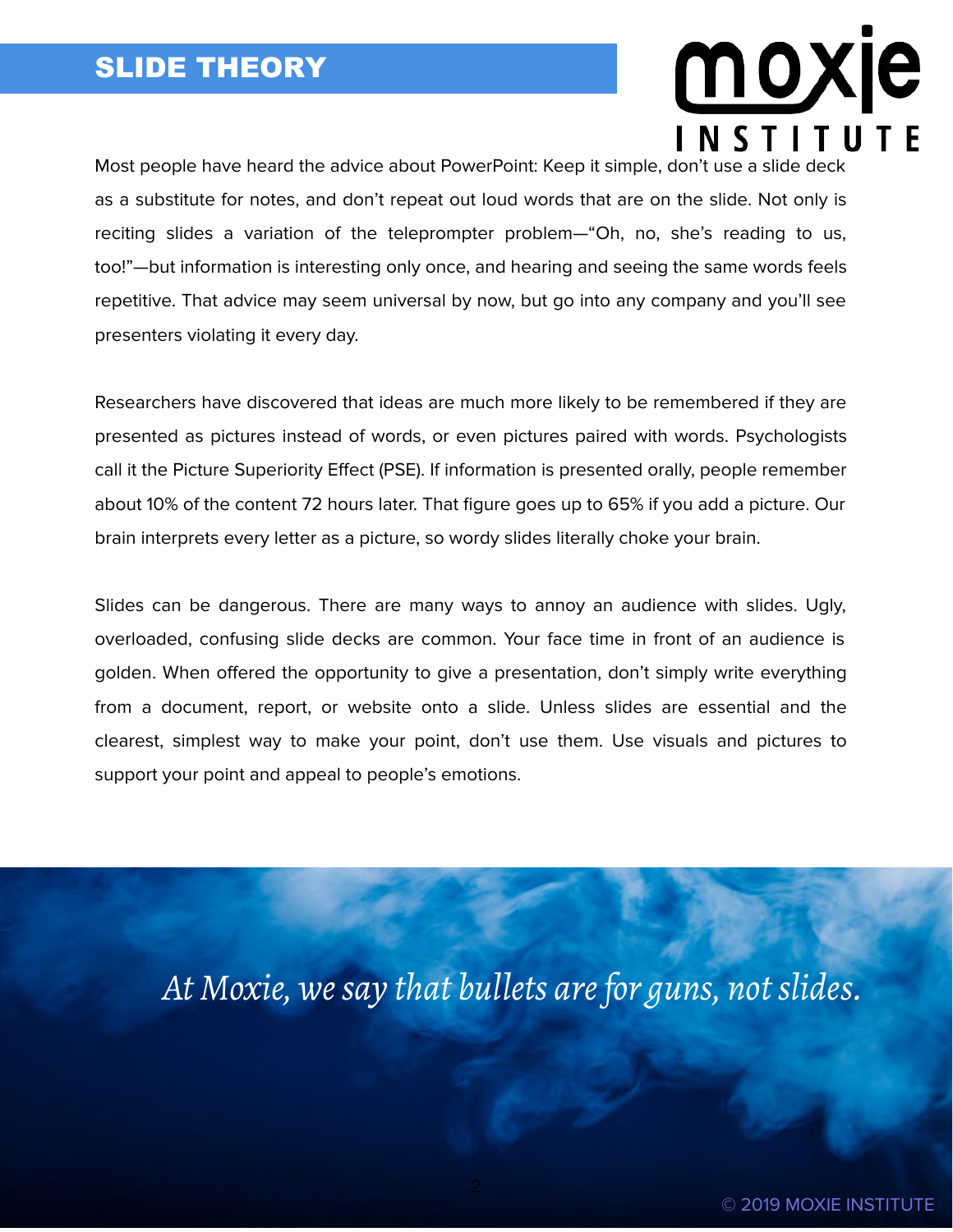# SLIDE THEORY

Most people have heard the advice about PowerPoint: Keep it simple, don't use a slide deck as a substitute for notes, and don't repeat out loud words that are on the slide. Not only is reciting slides a variation of the teleprompter problem—"Oh, no, she's reading to us, too!"—but information is interesting only once, and hearing and seeing the same words feels repetitive. That advice may seem universal by now, but go into any company and you'll see presenters violating it every day.

Researchers have discovered that ideas are much more likely to be remembered if they are presented as pictures instead of words, or even pictures paired with words. Psychologists call it the Picture Superiority Effect (PSE). If information is presented orally, people remember about 10% of the content 72 hours later. That figure goes up to 65% if you add a picture. Our brain interprets every letter as a picture, so wordy slides literally choke your brain.

Slides can be dangerous. There are many ways to annoy an audience with slides. Ugly, overloaded, confusing slide decks are common. Your face time in front of an audience is golden. When offered the opportunity to give a presentation, don't simply write everything from a document, report, or website onto a slide. Unless slides are essential and the clearest, simplest way to make your point, don't use them. Use visuals and pictures to support your point and appeal to people's emotions.

*At Moxie, we say that bullets are for guns, not slides.*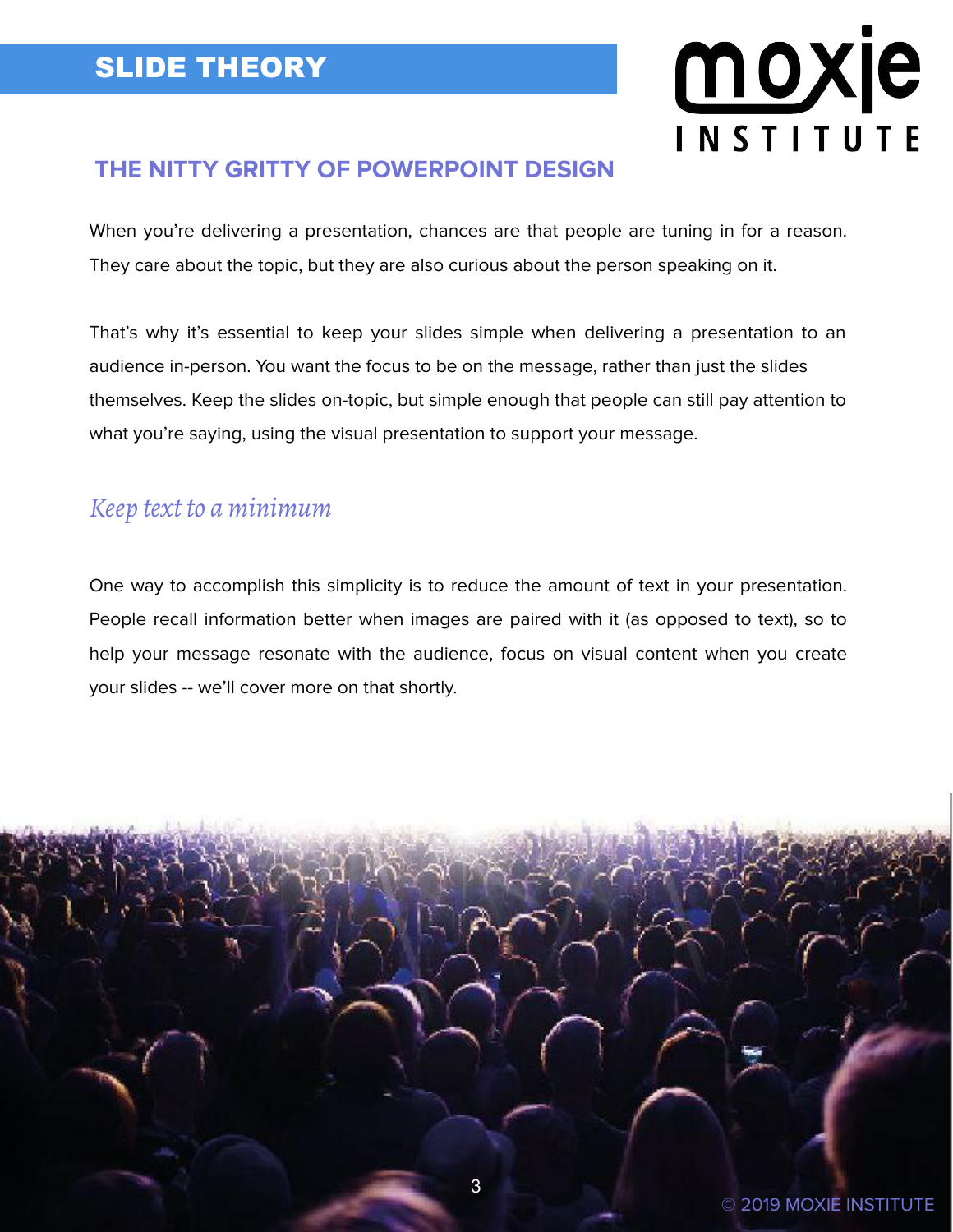## SLIDE THEORY

### THE NITTY GRITTY OF POWERPOINT DESIGN

When you're delivering a presentation, chances are that people are tuning in for a reason. They care about the topic, but they are also curious about the person speaking on it.

That's why it's essential to keep your slides simple when delivering a presentation to an audience in-person. You want the focus to be on the message, rather than just the slides themselves. Keep the slides on-topic, but simple enough that people can still pay attention to what you're saying, using the visual presentation to support your message.

### *Keep text to a minimum*

One way to accomplish this simplicity is to reduce the amount of text in your presentation. People recall information better when images are paired with it (as opposed to text), so to help your message resonate with the audience, focus on visual content when you create your slides -- we'll cover more on that shortly.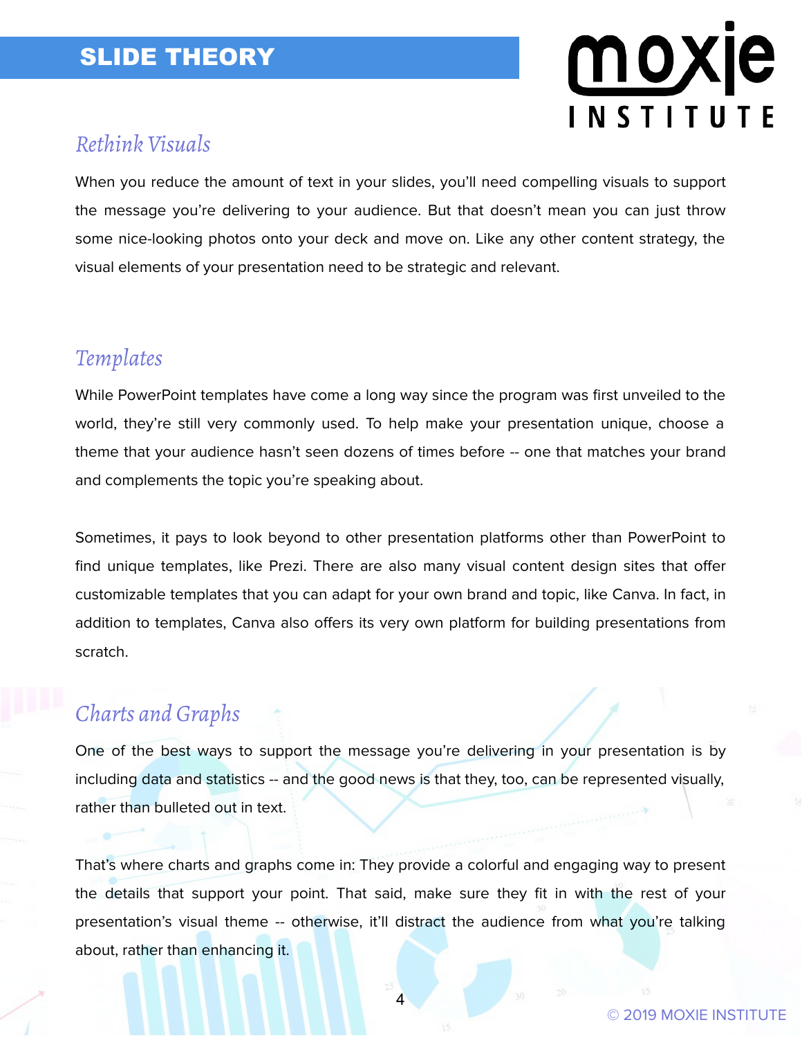## Rethink Visuals

When you reduce the amount of text in your slides, you'll need compelling visuals to support the message you're delivering to your audience. But that doesn't mean you can just throw some nice-looking photos onto your deck and move on. Like any other content strategy, the visual elements of your presentation need to be strategic and relevant.

## Templates

While PowerPoint templates have come a long way since the program was first unveiled to the world, they're still very commonly used. To help make your presentation unique, choose a theme that your audience hasn't seen dozens of times before -- one that matches your brand and complements the topic you're speaking about.

Sometimes, it pays to look beyond to other presentation platforms other than PowerPoint to find unique templates, like Prezi. There are also many visual content design sites that offer customizable templates that you can adapt for your own brand and topic, like Canva. In fact, in addition to templates, Canva also offers its very own platform for building presentations from scratch.

## Charts and Graphs

One of the best ways to support the message you're delivering in your presentation is by including data and statistics -- and the good news is that they, too, can be represented visually, rather than bulleted out in text.

That's where charts and graphs come in: They provide a colorful and engaging way to present the details that support your point. That said, make sure they fit in with the rest of your presentation's visual theme -- otherwise, it'll distract the audience from what you're talking about, rather than enhancing it.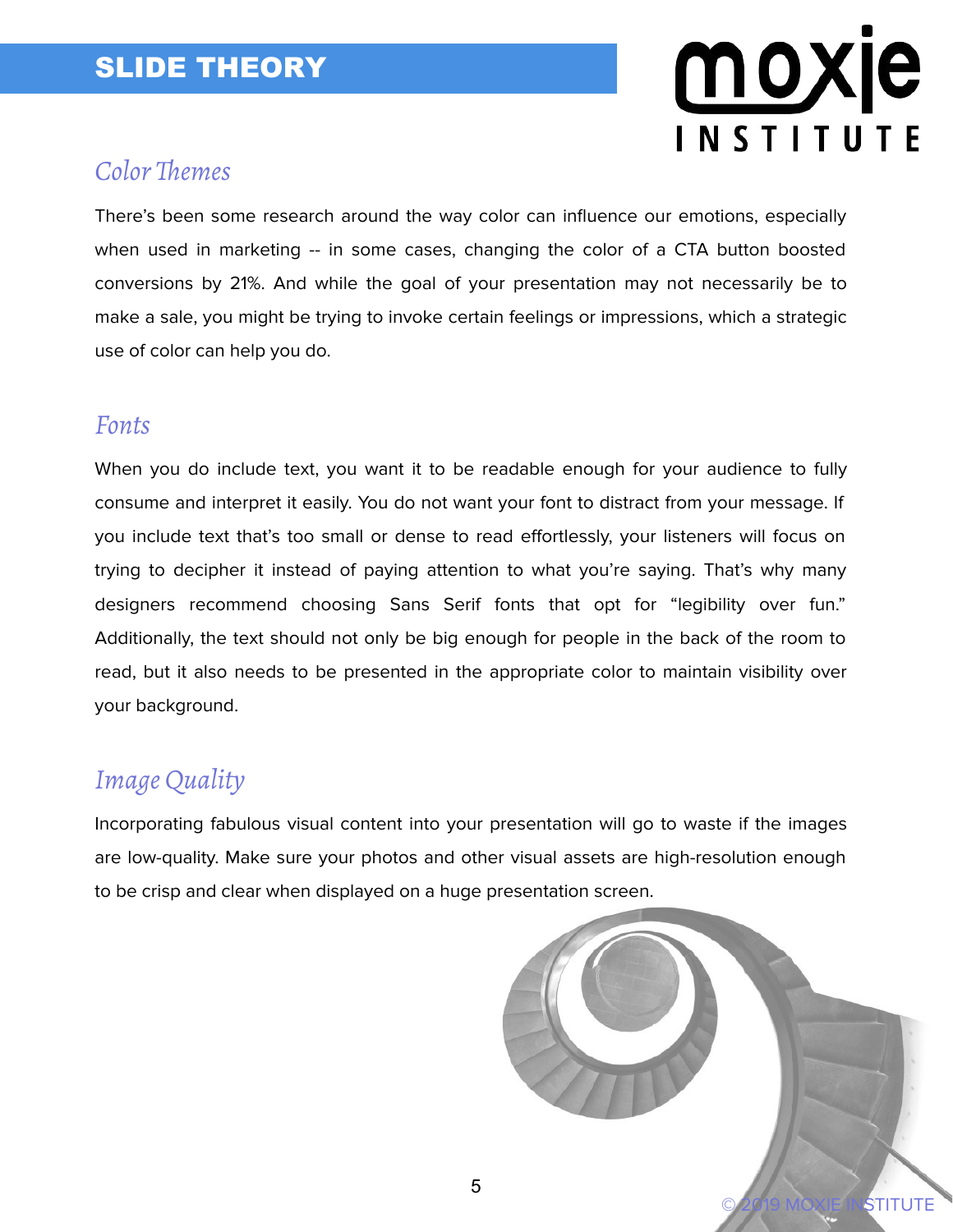# SLIDE THEORY

## *Color Themes*

There's been some research around the way color can influence our emotions, especially when used in marketing -- in some cases, changing the color of a CTA button boosted conversions by 21%. And while the goal of your presentation may not necessarily be to make a sale, you might be trying to invoke certain feelings or impressions, which a strategic use of color can help you do.

## *Fonts*

When you do include text, you want it to be readable enough for your audience to fully consume and interpret it easily. You do not want your font to distract from your message. If you include text that's too small or dense to read effortlessly, your listeners will focus on trying to decipher it instead of paying attention to what you're saying. That's why many designers recommend choosing Sans Serif fonts that opt for "legibility over fun." Additionally, the text should not only be big enough for people in the back of the room to read, but it also needs to be presented in the appropriate color to maintain visibility over your background.

## *Image Quality*

Incorporating fabulous visual content into your presentation will go to waste if the images are low-quality. Make sure your photos and other visual assets are high-resolution enough to be crisp and clear when displayed on a huge presentation screen.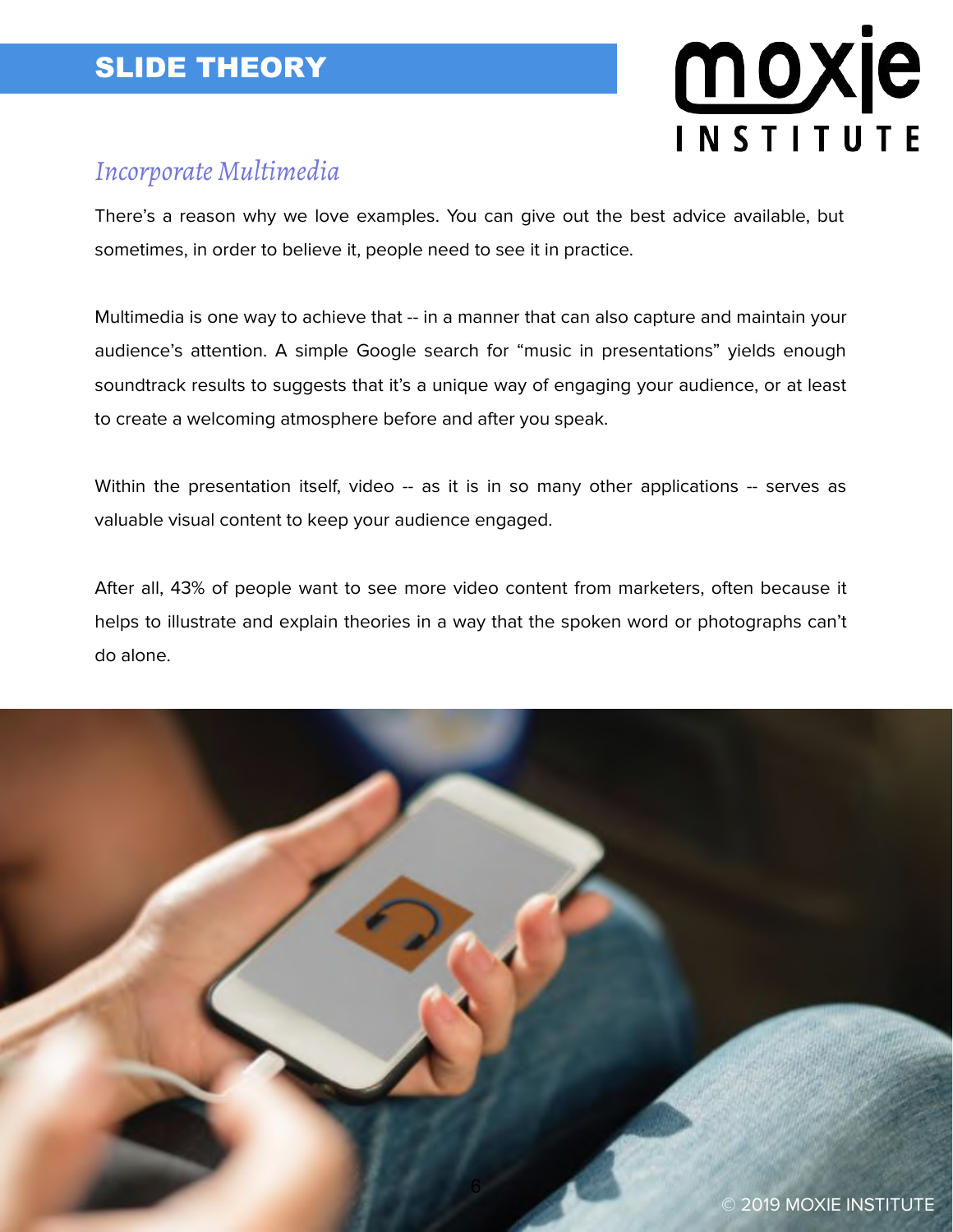## Incorporate Multimedia

There's a reason why we love examples. You can give out the best advice available, but sometimes, in order to believe it, people need to see it in practice.

Multimedia is one way to achieve that -- in a manner that can also capture and maintain your audience's attention. A simple Google search for "music in presentations" yields enough soundtrack results to suggests that it's a unique way of engaging your audience, or at least to create a welcoming atmosphere before and after you speak.

Within the presentation itself, video -- as it is in so many other applications -- serves as valuable visual content to keep your audience engaged.

After all, 43% of people want to see more video content from marketers, often because it helps to illustrate and explain theories in a way that the spoken word or photographs can't do alone.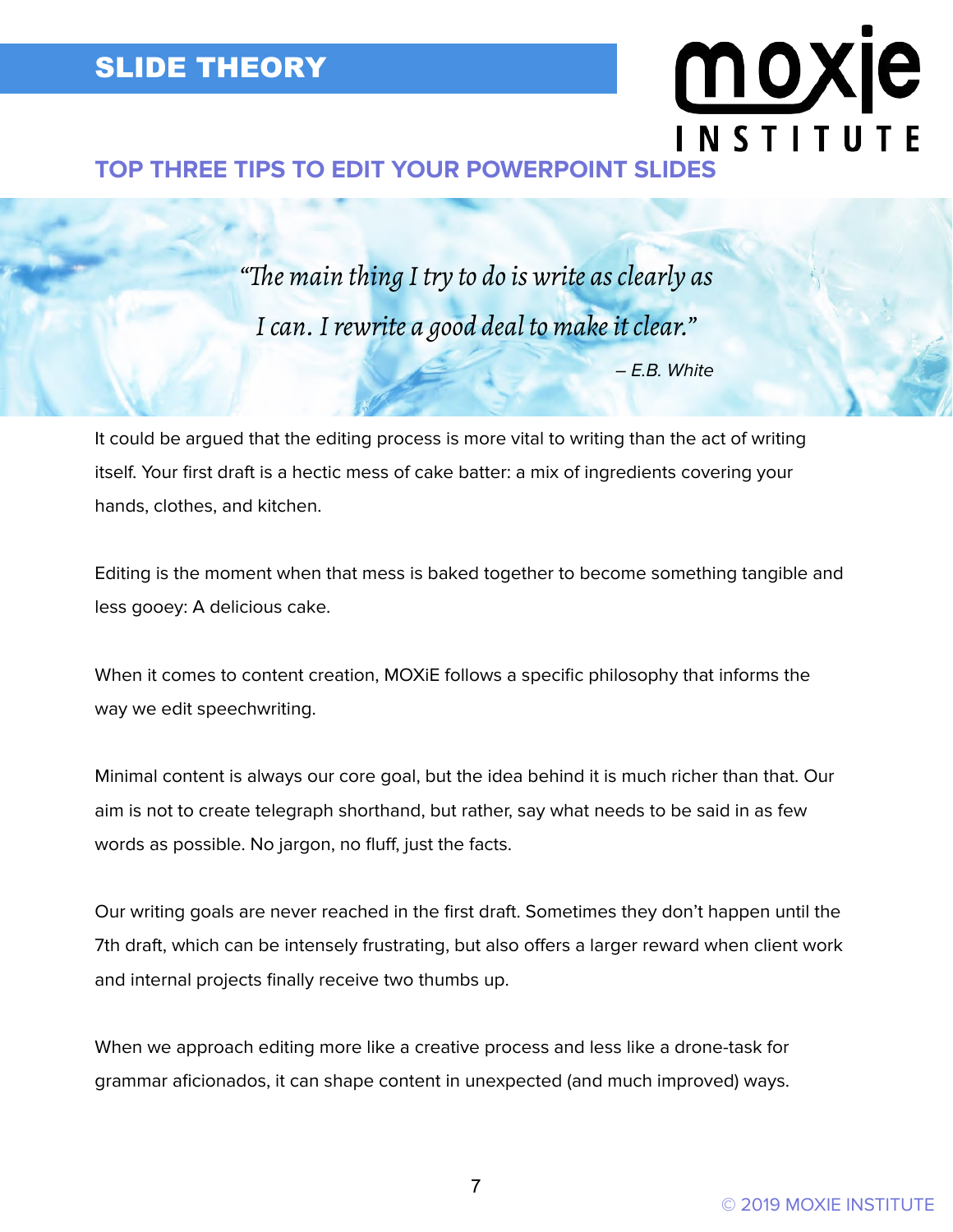## TOP THREE TIPS TO EDIT YOUR POWERPOINT SLIDES

> *"The main thing I try to do is write as clearly as I can. I rewrite a good deal to make it clear."*
>
> *– E.B. White*

It could be argued that the editing process is more vital to writing than the act of writing itself. Your first draft is a hectic mess of cake batter: a mix of ingredients covering your hands, clothes, and kitchen.

Editing is the moment when that mess is baked together to become something tangible and less gooey: A delicious cake.

When it comes to content creation, MOXiE follows a specific philosophy that informs the way we edit speechwriting.

Minimal content is always our core goal, but the idea behind it is much richer than that. Our aim is not to create telegraph shorthand, but rather, say what needs to be said in as few words as possible. No jargon, no fluff, just the facts.

Our writing goals are never reached in the first draft. Sometimes they don't happen until the 7th draft, which can be intensely frustrating, but also offers a larger reward when client work and internal projects finally receive two thumbs up.

When we approach editing more like a creative process and less like a drone-task for grammar aficionados, it can shape content in unexpected (and much improved) ways.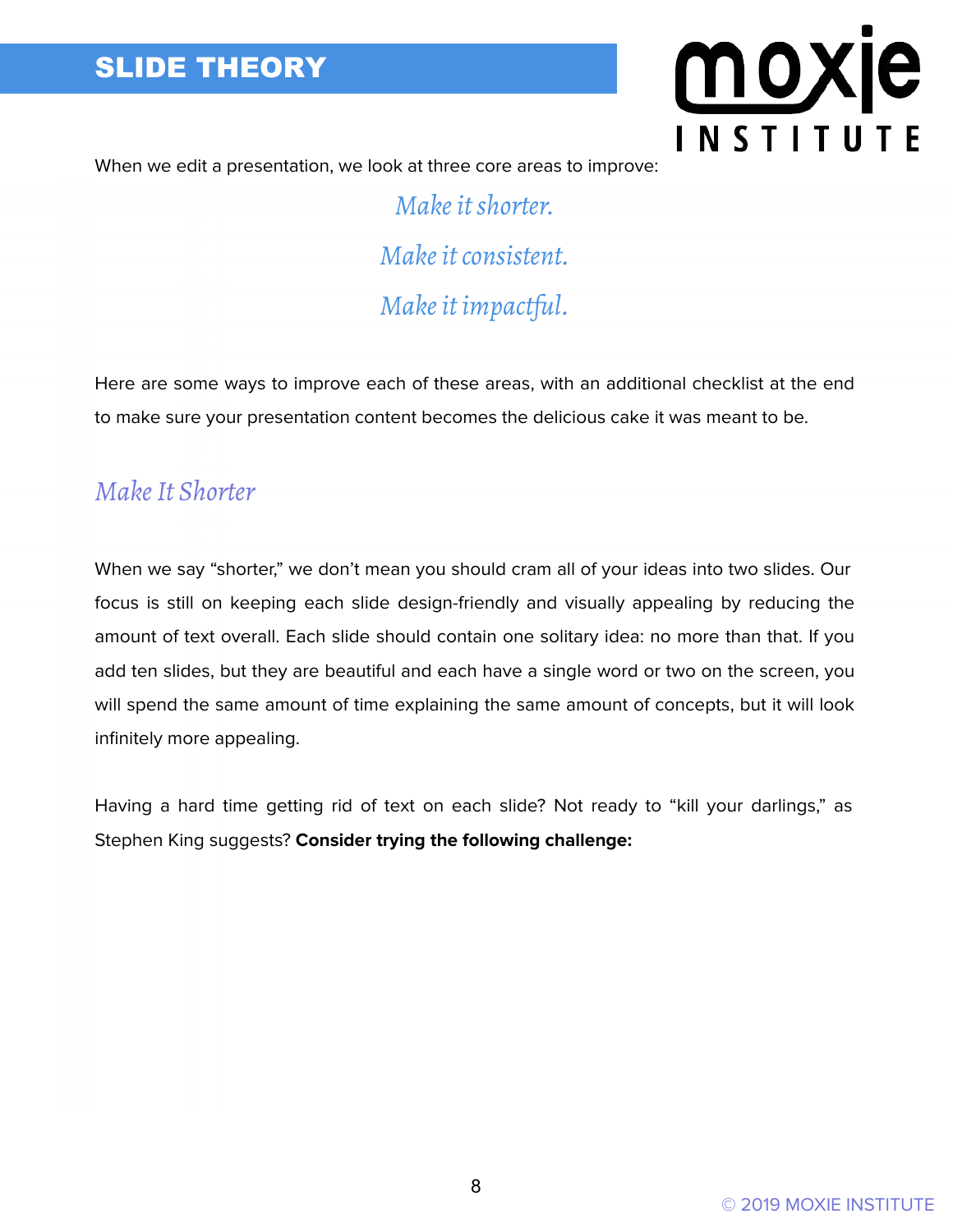When we edit a presentation, we look at three core areas to improve:

*Make it shorter.*

*Make it consistent.*

*Make it impactful.*

Here are some ways to improve each of these areas, with an additional checklist at the end to make sure your presentation content becomes the delicious cake it was meant to be.

## *Make It Shorter*

When we say "shorter," we don't mean you should cram all of your ideas into two slides. Our focus is still on keeping each slide design-friendly and visually appealing by reducing the amount of text overall. Each slide should contain one solitary idea: no more than that. If you add ten slides, but they are beautiful and each have a single word or two on the screen, you will spend the same amount of time explaining the same amount of concepts, but it will look infinitely more appealing.

Having a hard time getting rid of text on each slide? Not ready to "kill your darlings," as Stephen King suggests? **Consider trying the following challenge:**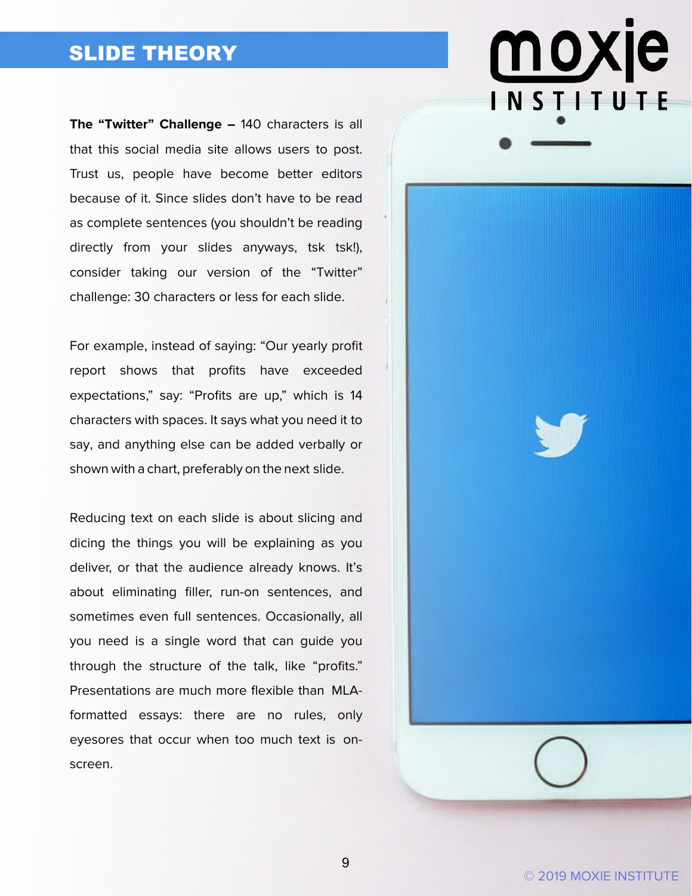## SLIDE THEORY

**The "Twitter" Challenge –** 140 characters is all that this social media site allows users to post. Trust us, people have become better editors because of it. Since slides don't have to be read as complete sentences (you shouldn't be reading directly from your slides anyways, tsk tsk!), consider taking our version of the "Twitter" challenge: 30 characters or less for each slide.

For example, instead of saying: "Our yearly profit report shows that profits have exceeded expectations," say: "Profits are up," which is 14 characters with spaces. It says what you need it to say, and anything else can be added verbally or shown with a chart, preferably on the next slide.

Reducing text on each slide is about slicing and dicing the things you will be explaining as you deliver, or that the audience already knows. It's about eliminating filler, run-on sentences, and sometimes even full sentences. Occasionally, all you need is a single word that can guide you through the structure of the talk, like "profits." Presentations are much more flexible than MLA-formatted essays: there are no rules, only eyesores that occur when too much text is on-screen.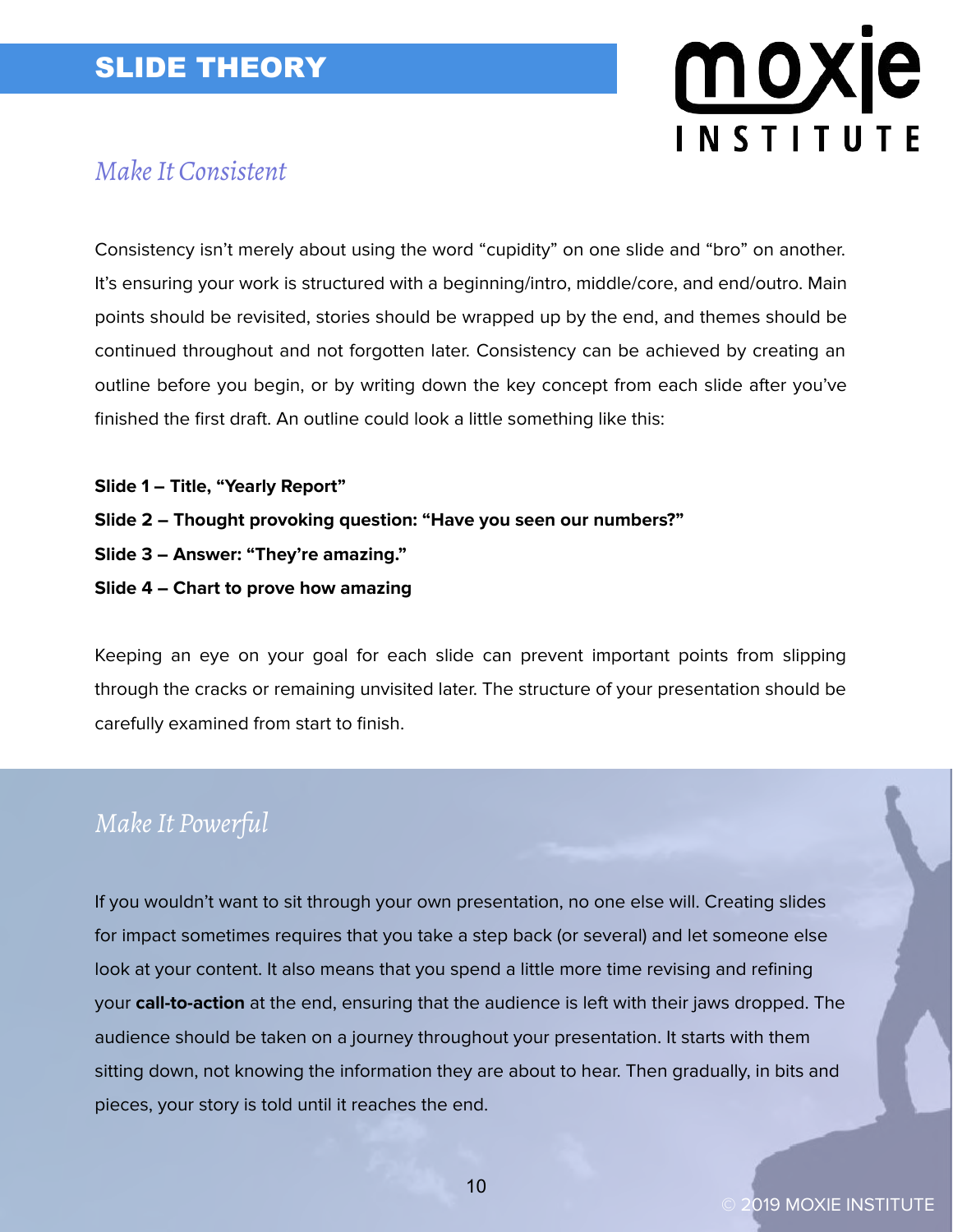## Make It Consistent

Consistency isn't merely about using the word "cupidity" on one slide and "bro" on another. It's ensuring your work is structured with a beginning/intro, middle/core, and end/outro. Main points should be revisited, stories should be wrapped up by the end, and themes should be continued throughout and not forgotten later. Consistency can be achieved by creating an outline before you begin, or by writing down the key concept from each slide after you've finished the first draft. An outline could look a little something like this:

**Slide 1 – Title, "Yearly Report"**
**Slide 2 – Thought provoking question: "Have you seen our numbers?"**
**Slide 3 – Answer: "They're amazing."**
**Slide 4 – Chart to prove how amazing**

Keeping an eye on your goal for each slide can prevent important points from slipping through the cracks or remaining unvisited later. The structure of your presentation should be carefully examined from start to finish.

## Make It Powerful

If you wouldn't want to sit through your own presentation, no one else will. Creating slides for impact sometimes requires that you take a step back (or several) and let someone else look at your content. It also means that you spend a little more time revising and refining your **call-to-action** at the end, ensuring that the audience is left with their jaws dropped. The audience should be taken on a journey throughout your presentation. It starts with them sitting down, not knowing the information they are about to hear. Then gradually, in bits and pieces, your story is told until it reaches the end.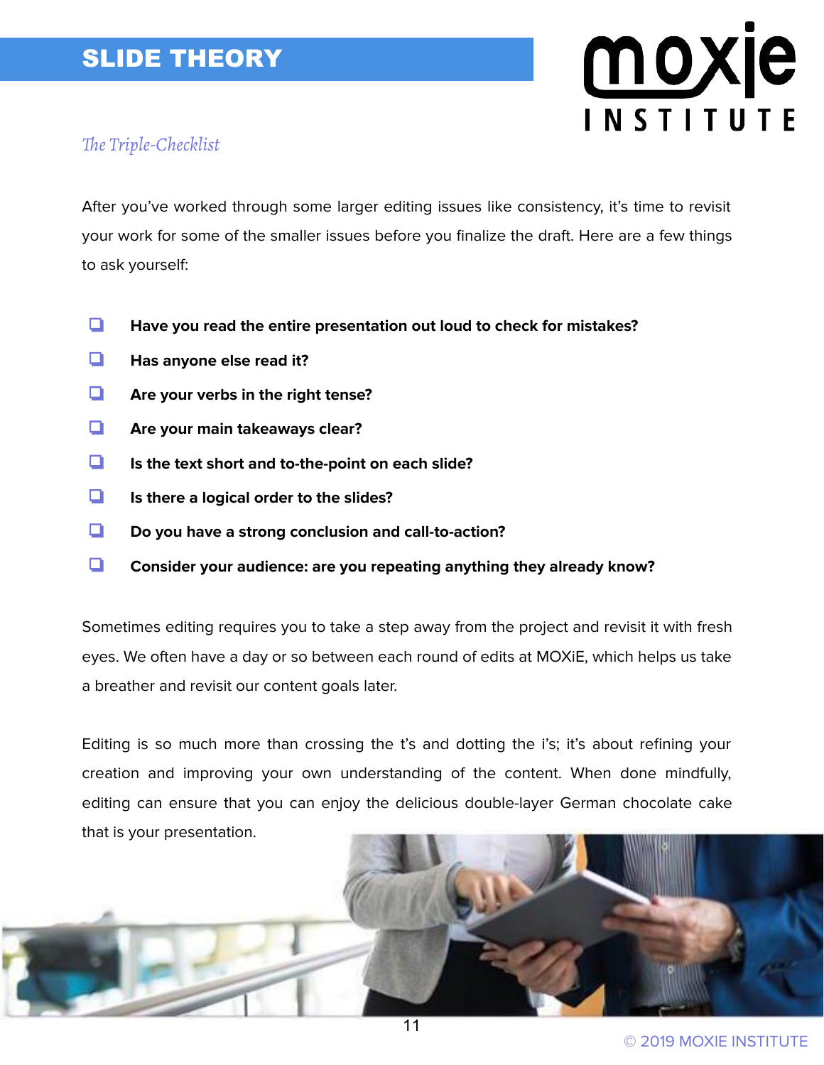## SLIDE THEORY

*The Triple-Checklist*

After you've worked through some larger editing issues like consistency, it's time to revisit your work for some of the smaller issues before you finalize the draft. Here are a few things to ask yourself:

- [ ] **Have you read the entire presentation out loud to check for mistakes?**
- [ ] **Has anyone else read it?**
- [ ] **Are your verbs in the right tense?**
- [ ] **Are your main takeaways clear?**
- [ ] **Is the text short and to-the-point on each slide?**
- [ ] **Is there a logical order to the slides?**
- [ ] **Do you have a strong conclusion and call-to-action?**
- [ ] **Consider your audience: are you repeating anything they already know?**

Sometimes editing requires you to take a step away from the project and revisit it with fresh eyes. We often have a day or so between each round of edits at MOXiE, which helps us take a breather and revisit our content goals later.

Editing is so much more than crossing the t's and dotting the i's; it's about refining your creation and improving your own understanding of the content. When done mindfully, editing can ensure that you can enjoy the delicious double-layer German chocolate cake that is your presentation.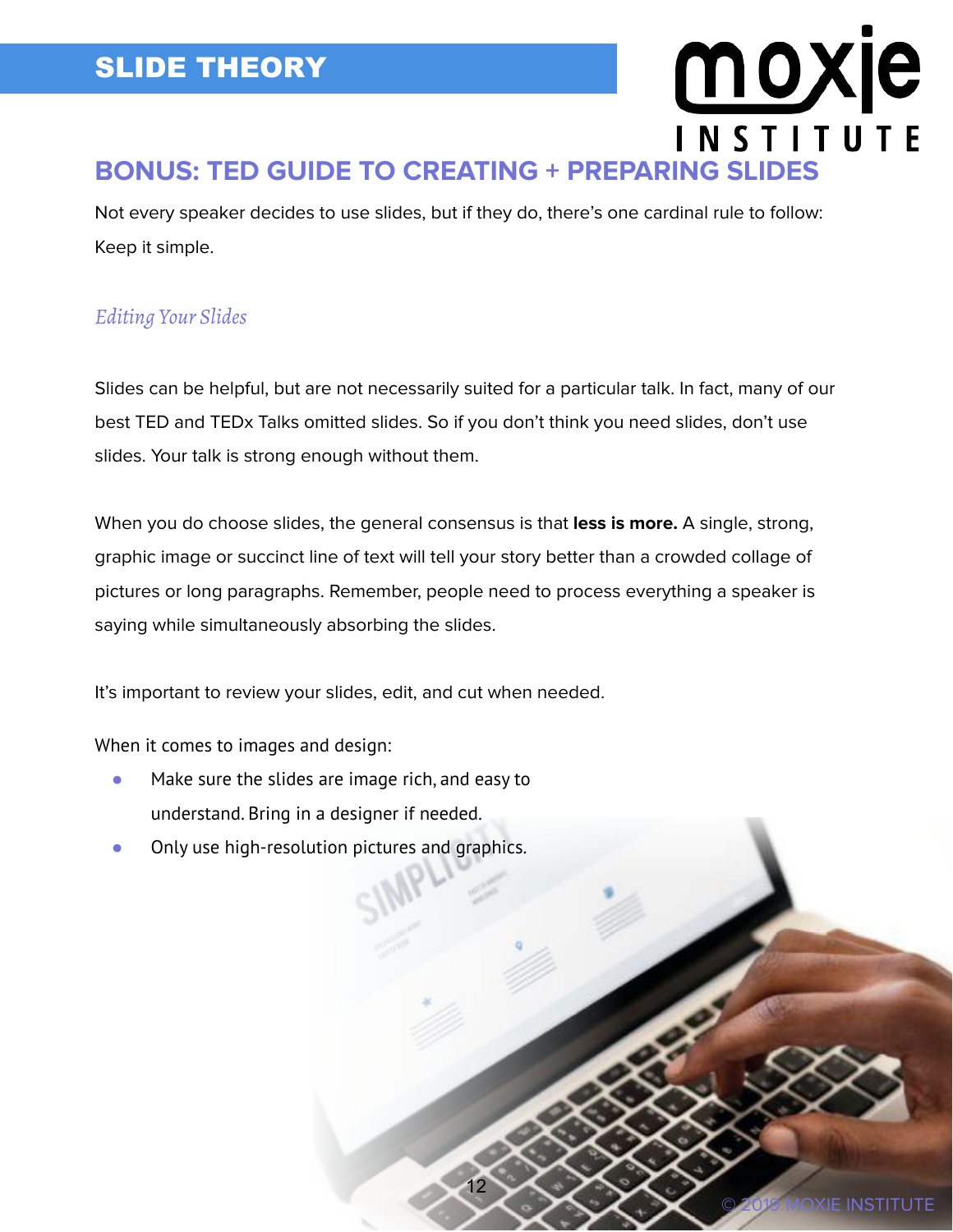## BONUS: TED GUIDE TO CREATING + PREPARING SLIDES

Not every speaker decides to use slides, but if they do, there's one cardinal rule to follow: Keep it simple.

### *Editing Your Slides*

Slides can be helpful, but are not necessarily suited for a particular talk. In fact, many of our best TED and TEDx Talks omitted slides. So if you don't think you need slides, don't use slides. Your talk is strong enough without them.

When you do choose slides, the general consensus is that **less is more.** A single, strong, graphic image or succinct line of text will tell your story better than a crowded collage of pictures or long paragraphs. Remember, people need to process everything a speaker is saying while simultaneously absorbing the slides.

It's important to review your slides, edit, and cut when needed.

When it comes to images and design:

- Make sure the slides are image rich, and easy to understand. Bring in a designer if needed.
- Only use high-resolution pictures and graphics.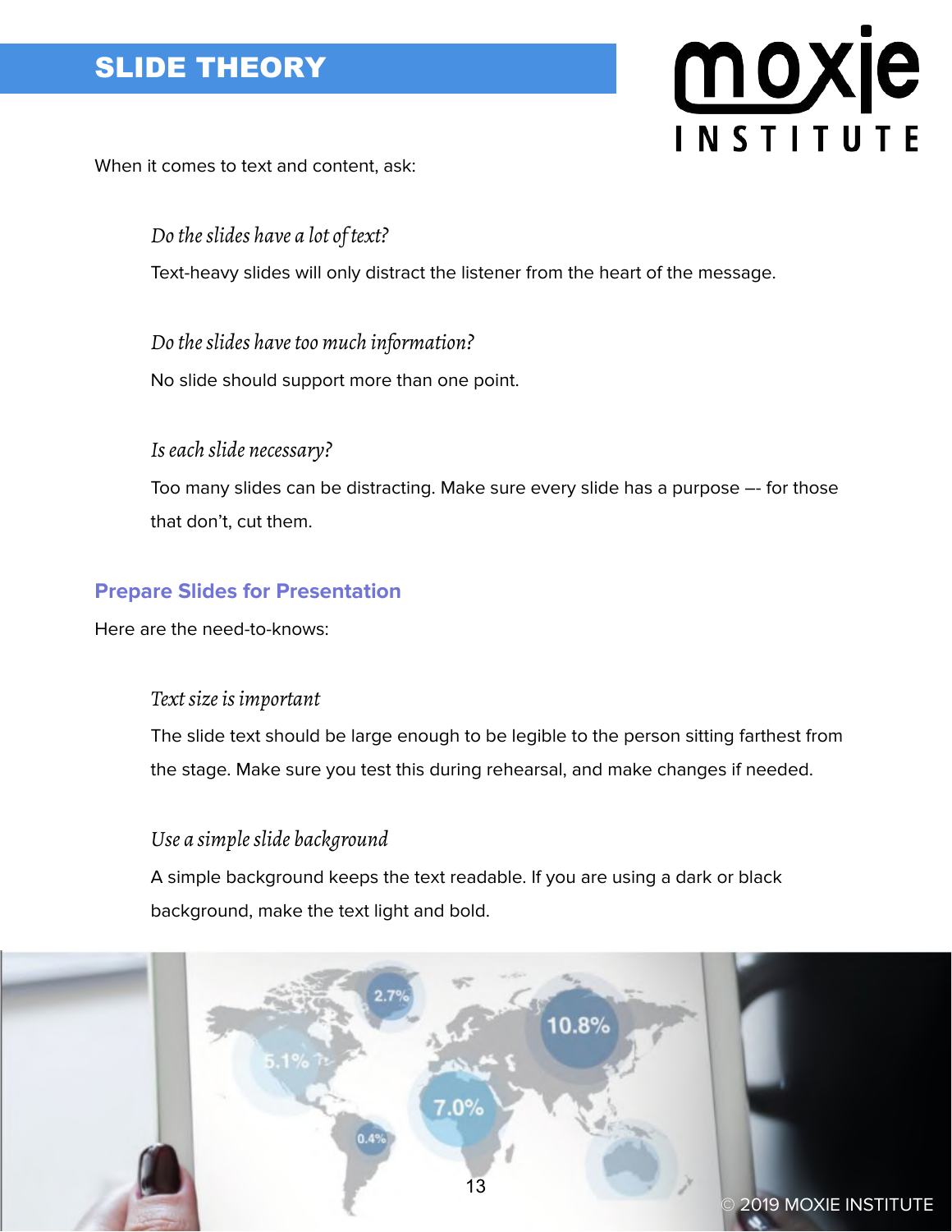When it comes to text and content, ask:

*Do the slides have a lot of text?*

Text-heavy slides will only distract the listener from the heart of the message.

*Do the slides have too much information?*

No slide should support more than one point.

*Is each slide necessary?*

Too many slides can be distracting. Make sure every slide has a purpose –- for those that don't, cut them.

## Prepare Slides for Presentation

Here are the need-to-knows:

*Text size is important*

The slide text should be large enough to be legible to the person sitting farthest from the stage. Make sure you test this during rehearsal, and make changes if needed.

*Use a simple slide background*

A simple background keeps the text readable. If you are using a dark or black background, make the text light and bold.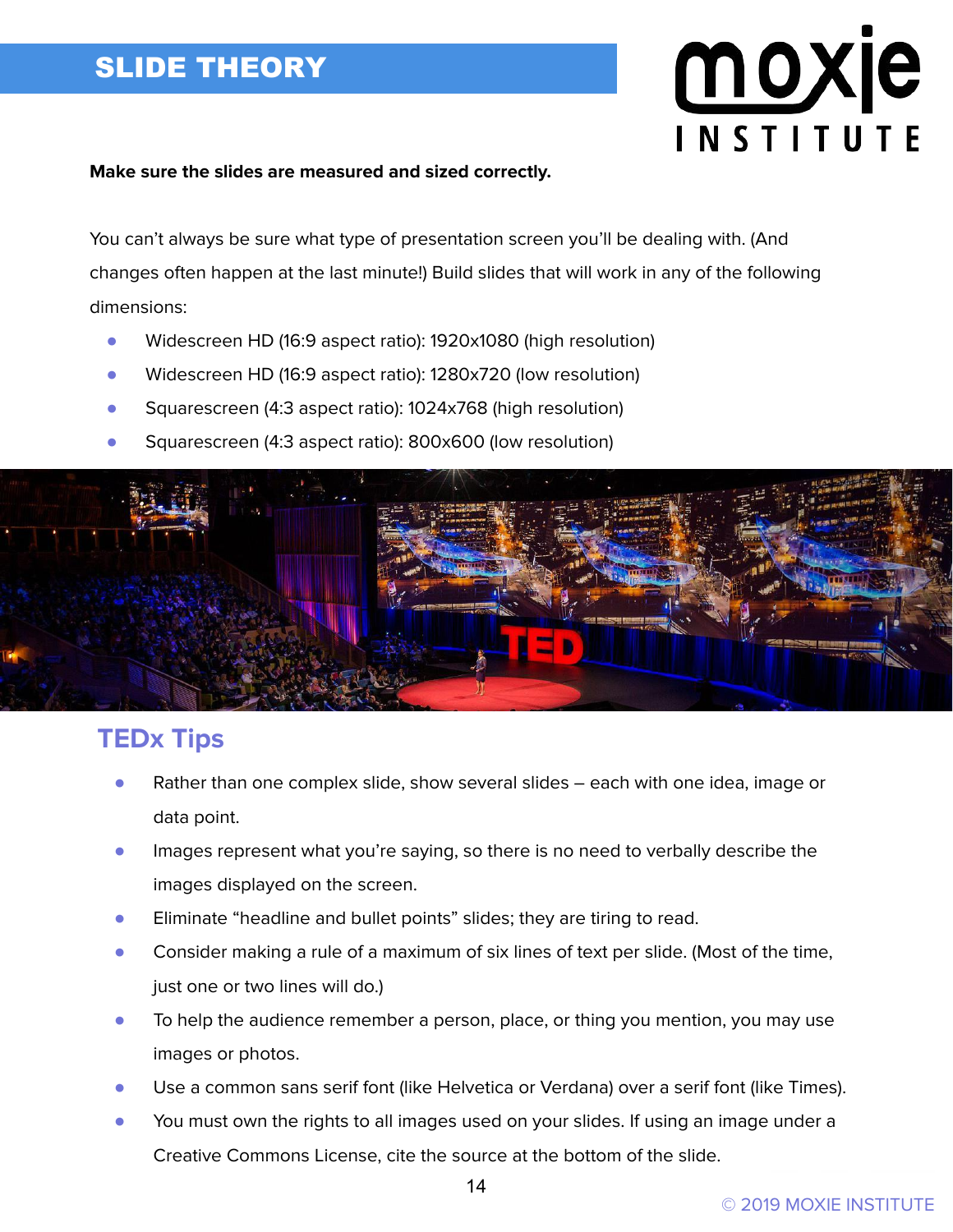## SLIDE THEORY

**Make sure the slides are measured and sized correctly.**

You can't always be sure what type of presentation screen you'll be dealing with. (And changes often happen at the last minute!) Build slides that will work in any of the following dimensions:

- Widescreen HD (16:9 aspect ratio): 1920x1080 (high resolution)
- Widescreen HD (16:9 aspect ratio): 1280x720 (low resolution)
- Squarescreen (4:3 aspect ratio): 1024x768 (high resolution)
- Squarescreen (4:3 aspect ratio): 800x600 (low resolution)

## TEDx Tips

- Rather than one complex slide, show several slides – each with one idea, image or data point.
- Images represent what you're saying, so there is no need to verbally describe the images displayed on the screen.
- Eliminate "headline and bullet points" slides; they are tiring to read.
- Consider making a rule of a maximum of six lines of text per slide. (Most of the time, just one or two lines will do.)
- To help the audience remember a person, place, or thing you mention, you may use images or photos.
- Use a common sans serif font (like Helvetica or Verdana) over a serif font (like Times).
- You must own the rights to all images used on your slides. If using an image under a Creative Commons License, cite the source at the bottom of the slide.